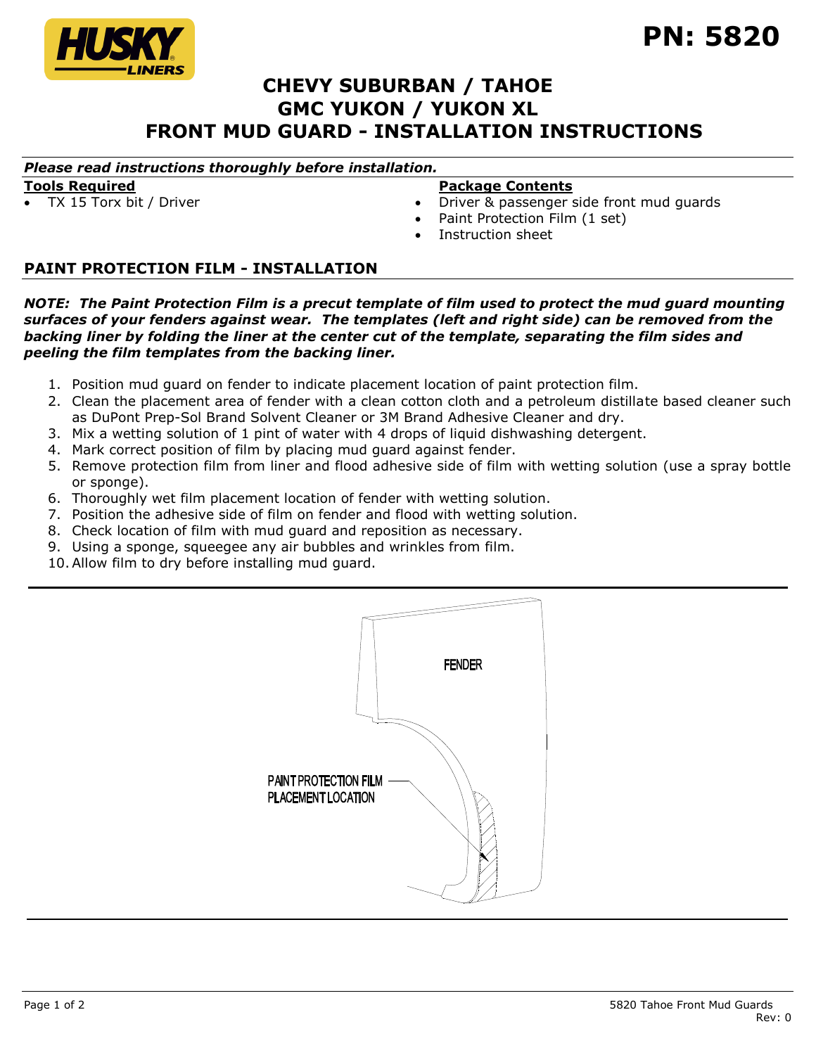# PN: 5820

# CHEVY SUBURBAN / TAHOE
# GMC YUKON / YUKON XL
# FRONT MUD GUARD - INSTALLATION INSTRUCTIONS

***Please read instructions thoroughly before installation.***

**Tools Required**

- TX 15 Torx bit / Driver

**Package Contents**

- Driver & passenger side front mud guards
- Paint Protection Film (1 set)
- Instruction sheet

## PAINT PROTECTION FILM - INSTALLATION

***NOTE: The Paint Protection Film is a precut template of film used to protect the mud guard mounting surfaces of your fenders against wear. The templates (left and right side) can be removed from the backing liner by folding the liner at the center cut of the template, separating the film sides and peeling the film templates from the backing liner.***

1. Position mud guard on fender to indicate placement location of paint protection film.
2. Clean the placement area of fender with a clean cotton cloth and a petroleum distillate based cleaner such as DuPont Prep-Sol Brand Solvent Cleaner or 3M Brand Adhesive Cleaner and dry.
3. Mix a wetting solution of 1 pint of water with 4 drops of liquid dishwashing detergent.
4. Mark correct position of film by placing mud guard against fender.
5. Remove protection film from liner and flood adhesive side of film with wetting solution (use a spray bottle or sponge).
6. Thoroughly wet film placement location of fender with wetting solution.
7. Position the adhesive side of film on fender and flood with wetting solution.
8. Check location of film with mud guard and reposition as necessary.
9. Using a sponge, squeegee any air bubbles and wrinkles from film.
10. Allow film to dry before installing mud guard.

FENDER

PAINT PROTECTION FILM PLACEMENT LOCATION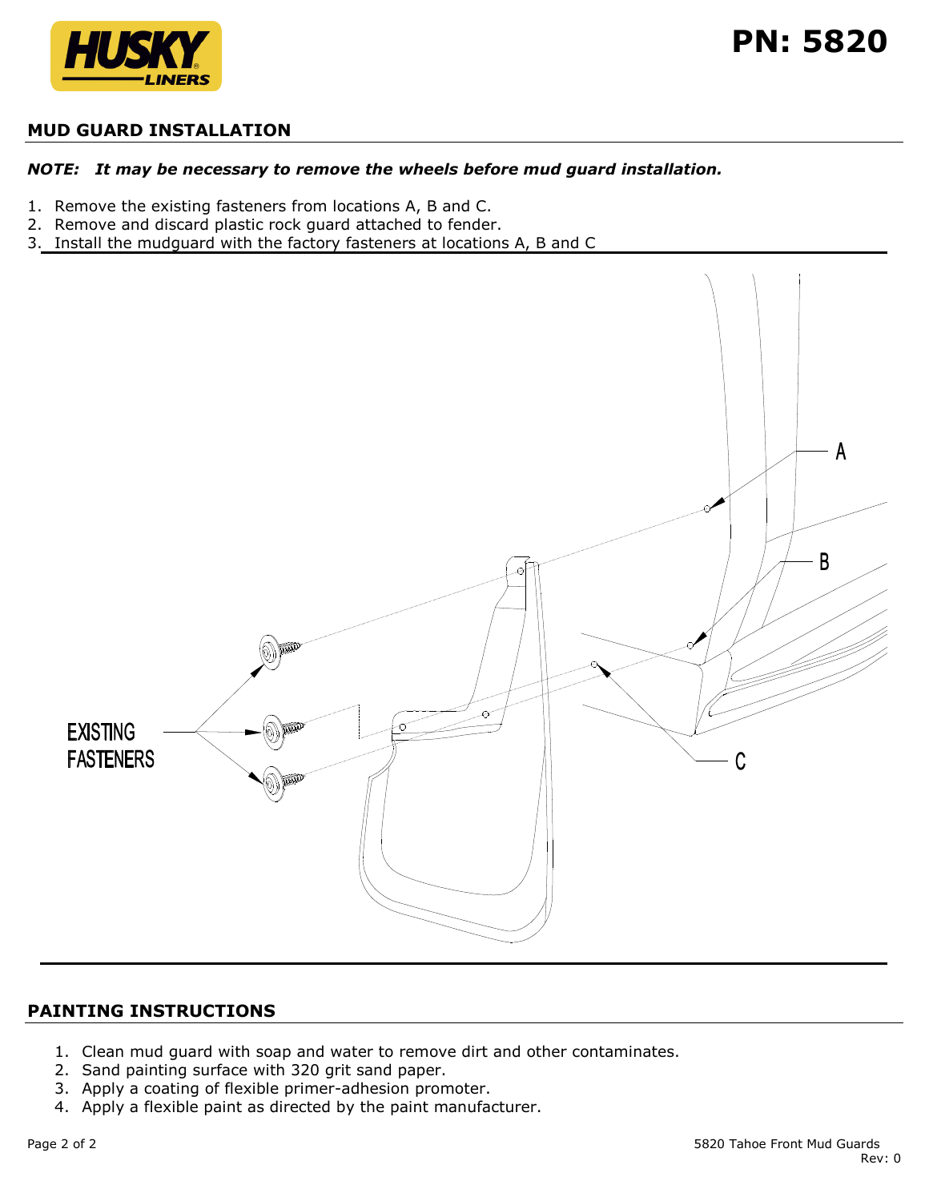PN: 5820

## MUD GUARD INSTALLATION

***NOTE: It may be necessary to remove the wheels before mud guard installation.***

1. Remove the existing fasteners from locations A, B and C.
2. Remove and discard plastic rock guard attached to fender.
3. Install the mudguard with the factory fasteners at locations A, B and C

A

B

C

EXISTING FASTENERS

## PAINTING INSTRUCTIONS

1. Clean mud guard with soap and water to remove dirt and other contaminates.
2. Sand painting surface with 320 grit sand paper.
3. Apply a coating of flexible primer-adhesion promoter.
4. Apply a flexible paint as directed by the paint manufacturer.